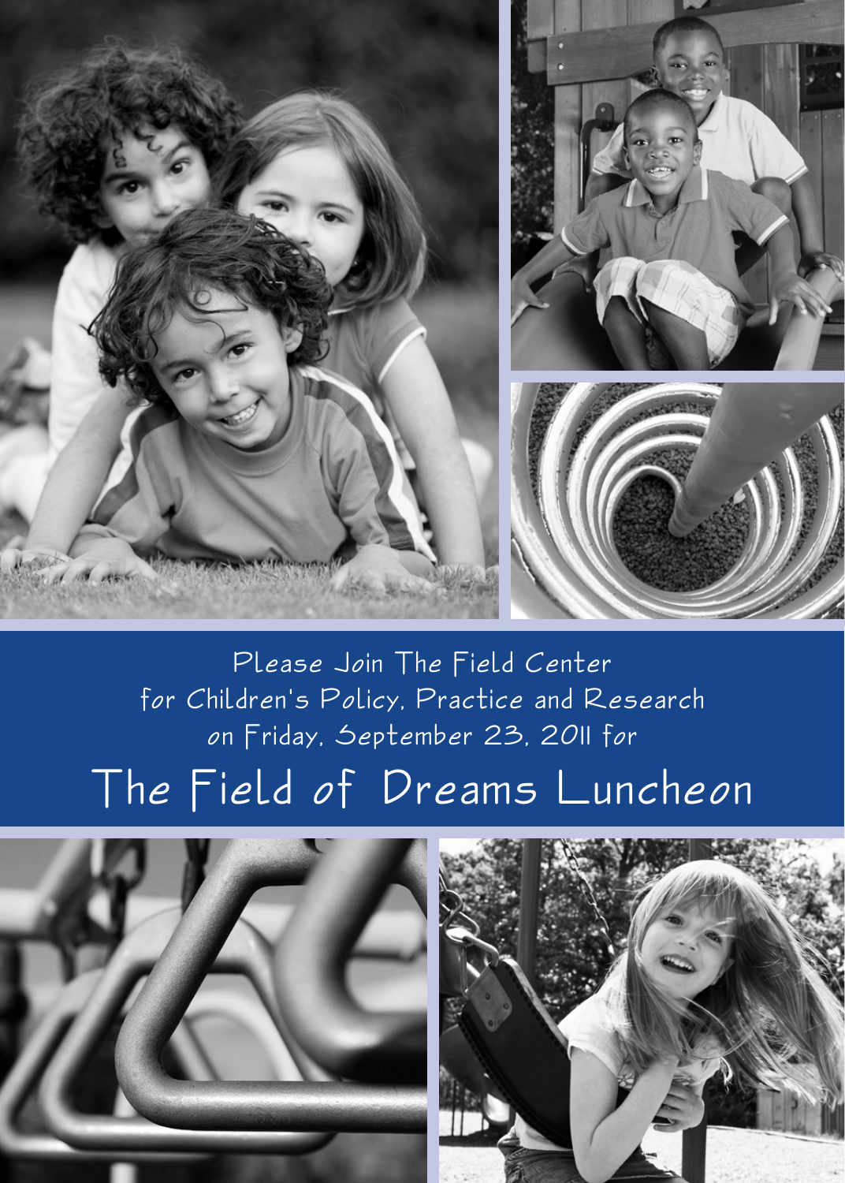Please Join The Field Center
for Children's Policy, Practice and Research
on Friday, September 23, 2011 for

# The Field of Dreams Luncheon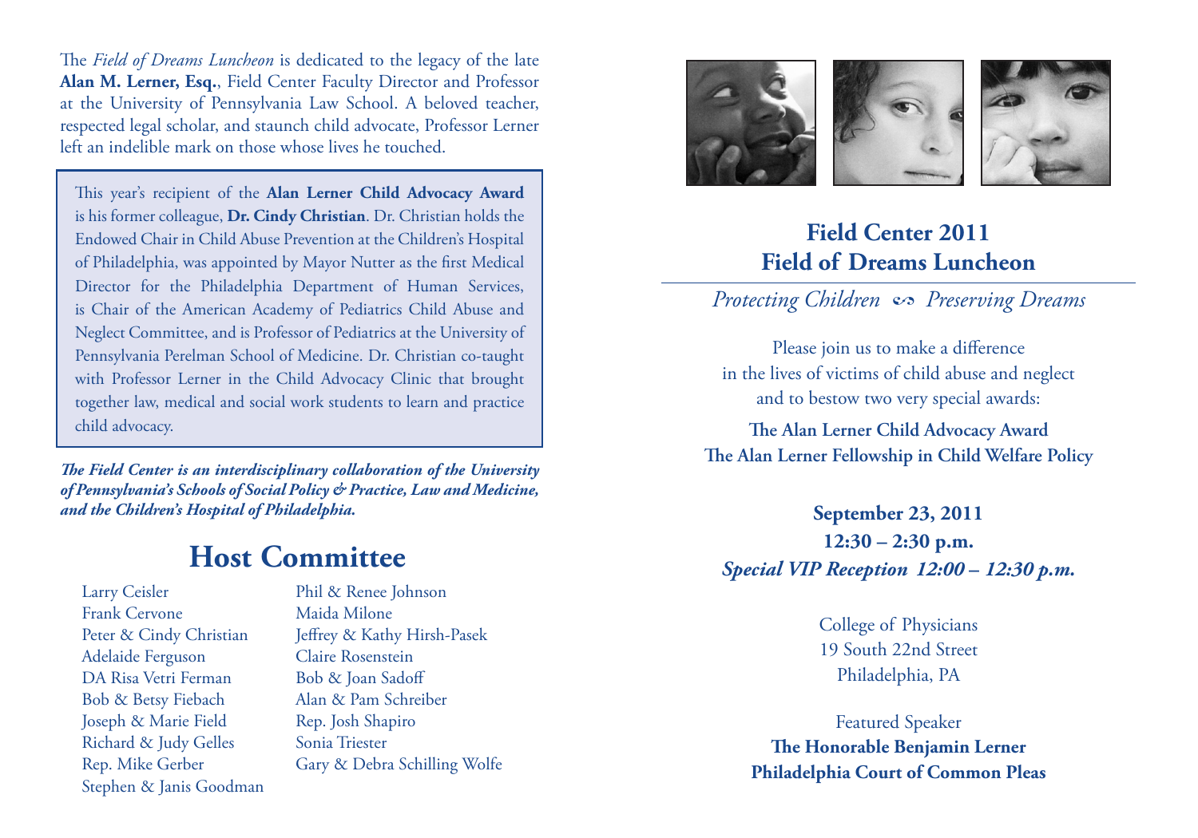The *Field of Dreams Luncheon* is dedicated to the legacy of the late **Alan M. Lerner, Esq.**, Field Center Faculty Director and Professor at the University of Pennsylvania Law School. A beloved teacher, respected legal scholar, and staunch child advocate, Professor Lerner left an indelible mark on those whose lives he touched.

This year's recipient of the **Alan Lerner Child Advocacy Award** is his former colleague, **Dr. Cindy Christian**. Dr. Christian holds the Endowed Chair in Child Abuse Prevention at the Children's Hospital of Philadelphia, was appointed by Mayor Nutter as the first Medical Director for the Philadelphia Department of Human Services, is Chair of the American Academy of Pediatrics Child Abuse and Neglect Committee, and is Professor of Pediatrics at the University of Pennsylvania Perelman School of Medicine. Dr. Christian co-taught with Professor Lerner in the Child Advocacy Clinic that brought together law, medical and social work students to learn and practice child advocacy.

***The Field Center is an interdisciplinary collaboration of the University of Pennsylvania's Schools of Social Policy & Practice, Law and Medicine, and the Children's Hospital of Philadelphia.***

## Host Committee

Larry Ceisler
Frank Cervone
Peter & Cindy Christian
Adelaide Ferguson
DA Risa Vetri Ferman
Bob & Betsy Fiebach
Joseph & Marie Field
Richard & Judy Gelles
Rep. Mike Gerber
Stephen & Janis Goodman
Phil & Renee Johnson
Maida Milone
Jeffrey & Kathy Hirsh-Pasek
Claire Rosenstein
Bob & Joan Sadoff
Alan & Pam Schreiber
Rep. Josh Shapiro
Sonia Triester
Gary & Debra Schilling Wolfe

# Field Center 2011 Field of Dreams Luncheon

*Protecting Children ∽ Preserving Dreams*

Please join us to make a difference in the lives of victims of child abuse and neglect and to bestow two very special awards:

**The Alan Lerner Child Advocacy Award**
**The Alan Lerner Fellowship in Child Welfare Policy**

**September 23, 2011**
**12:30 – 2:30 p.m.**
***Special VIP Reception 12:00 – 12:30 p.m.***

College of Physicians
19 South 22nd Street
Philadelphia, PA

Featured Speaker
**The Honorable Benjamin Lerner**
**Philadelphia Court of Common Pleas**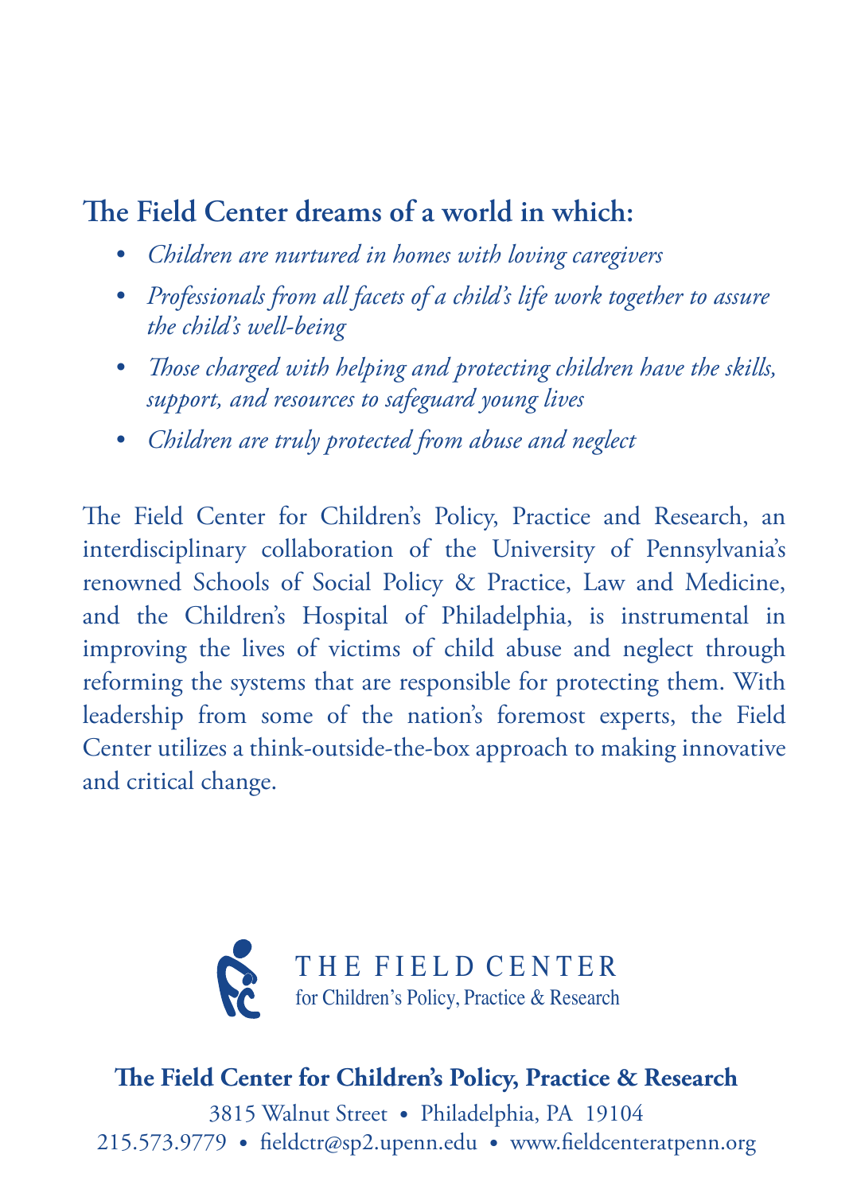## The Field Center dreams of a world in which:

- *Children are nurtured in homes with loving caregivers*
- *Professionals from all facets of a child's life work together to assure the child's well-being*
- *Those charged with helping and protecting children have the skills, support, and resources to safeguard young lives*
- *Children are truly protected from abuse and neglect*

The Field Center for Children's Policy, Practice and Research, an interdisciplinary collaboration of the University of Pennsylvania's renowned Schools of Social Policy & Practice, Law and Medicine, and the Children's Hospital of Philadelphia, is instrumental in improving the lives of victims of child abuse and neglect through reforming the systems that are responsible for protecting them. With leadership from some of the nation's foremost experts, the Field Center utilizes a think-outside-the-box approach to making innovative and critical change.

THE FIELD CENTER
for Children's Policy, Practice & Research

**The Field Center for Children's Policy, Practice & Research**

3815 Walnut Street • Philadelphia, PA 19104
215.573.9779 • fieldctr@sp2.upenn.edu • www.fieldcenteratpenn.org